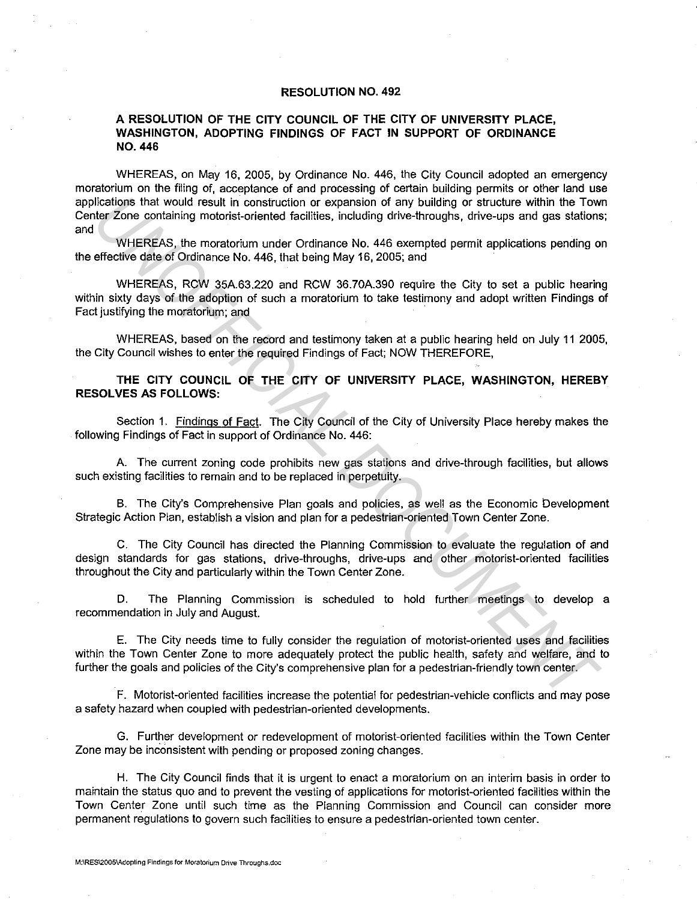# RESOLUTION NO. 492

## A RESOLUTION OF THE CITY COUNCIL OF THE CITY OF UNIVERSITY PLACE, WASHINGTON, ADOPTING FINDINGS OF FACT IN SUPPORT OF ORDINANCE NO. 446

WHEREAS, on May 16, 2005, by Ordinance No. 446, the City Council adopted an emergency moratorium on the filing of, acceptance of and processing of certain building permits or other land use applications that would result in construction or expansion of any building or structure within the Town Center Zone containing motorist-oriented facilities, including drive-throughs, drive-ups and gas stations; and

WHEREAS, the moratorium under Ordinance No. 446 exempted permit applications pending on the effective date of Ordinance No. 446, that being May 16, 2005; and

WHEREAS, RCW 35A.63.220 and RCW 36.70A.390 require the City to set a public hearing within sixty days of the adoption of such a moratorium to take testimony and adopt written Findings of Fact justifying the moratorium; and

WHEREAS, based on the record and testimony taken at a public hearing held on July 11 2005, the City Council wishes to enter the required Findings of Fact; NOW THEREFORE,

**THE CITY COUNCIL OF THE CITY OF UNIVERSITY PLACE, WASHINGTON, HEREBY RESOLVES AS FOLLOWS:**

Section 1. Findings of Fact. The City Council of the City of University Place hereby makes the following Findings of Fact in support of Ordinance No. 446:

A. The current zoning code prohibits new gas stations and drive-through facilities, but allows such existing facilities to remain and to be replaced in perpetuity.

B. The City's Comprehensive Plan goals and policies, as well as the Economic Development Strategic Action Plan, establish a vision and plan for a pedestrian-oriented Town Center Zone.

C. The City Council has directed the Planning Commission to evaluate the regulation of and design standards for gas stations, drive-throughs, drive-ups and other motorist-oriented facilities throughout the City and particularly within the Town Center Zone.

D. The Planning Commission is scheduled to hold further meetings to develop a recommendation in July and August.

E. The City needs time to fully consider the regulation of motorist-oriented uses and facilities within the Town Center Zone to more adequately protect the public health, safety and welfare, and to further the goals and policies of the City's comprehensive plan for a pedestrian-friendly town center.

F. Motorist-oriented facilities increase the potential for pedestrian-vehicle conflicts and may pose a safety hazard when coupled with pedestrian-oriented developments.

G. Further development or redevelopment of motorist-oriented facilities within the Town Center Zone may be inconsistent with pending or proposed zoning changes.

H. The City Council finds that it is urgent to enact a moratorium on an interim basis in order to maintain the status quo and to prevent the vesting of applications for motorist-oriented facilities within the Town Center Zone until such time as the Planning Commission and Council can consider more permanent regulations to govern such facilities to ensure a pedestrian-oriented town center.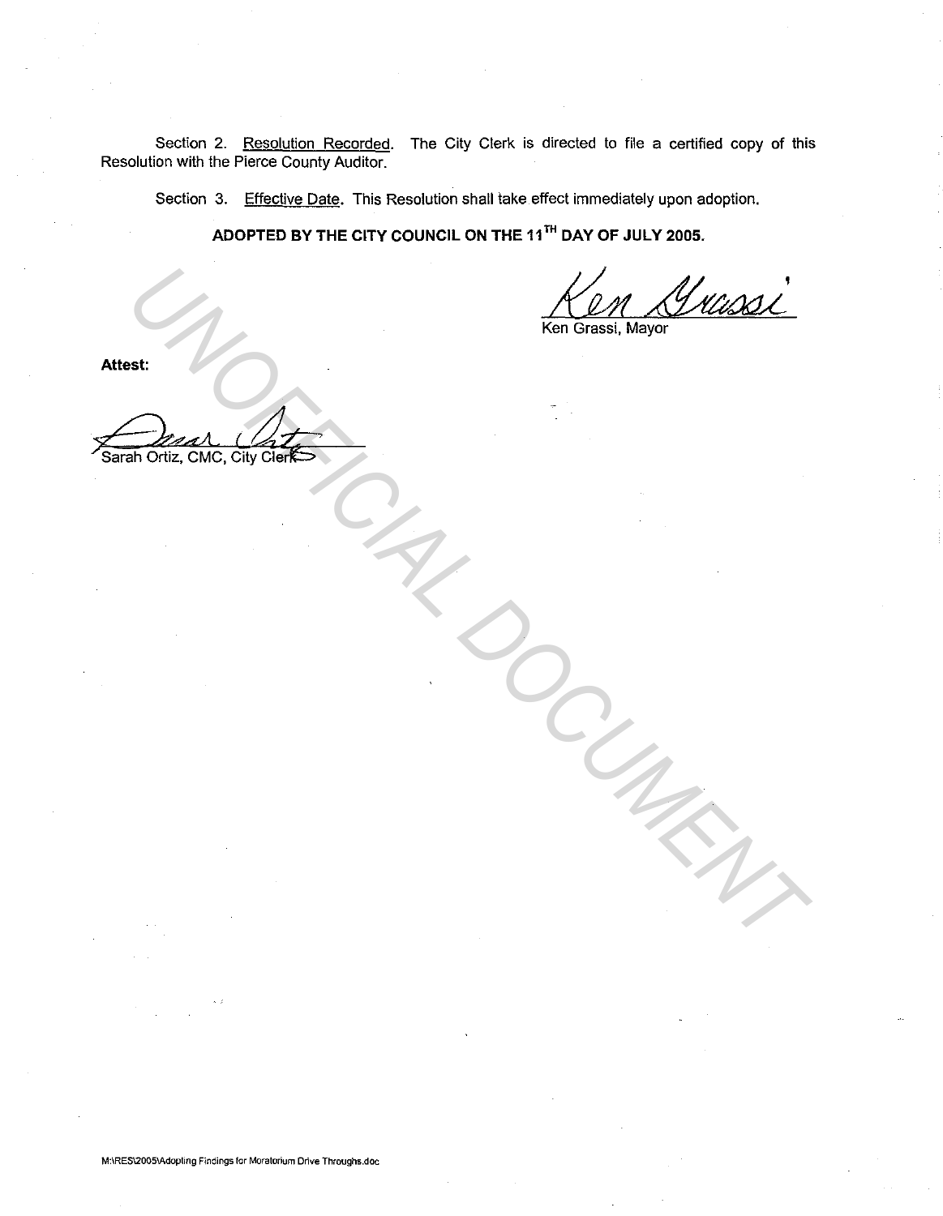Section 2. Resolution Recorded. The City Clerk is directed to file a certified copy of this Resolution with the Pierce County Auditor.

Section 3. Effective Date. This Resolution shall take effect immediately upon adoption.

**ADOPTED BY THE CITY COUNCIL ON THE 11TH DAY OF JULY 2005.**

Ken Grassi, Mayor

**Attest:**

Sarah Ortiz, CMC, City Clerk

UNOFFICIAL DOCUMENT

M:\RES\2005\Adopting Findings for Moratorium Drive Throughs.doc